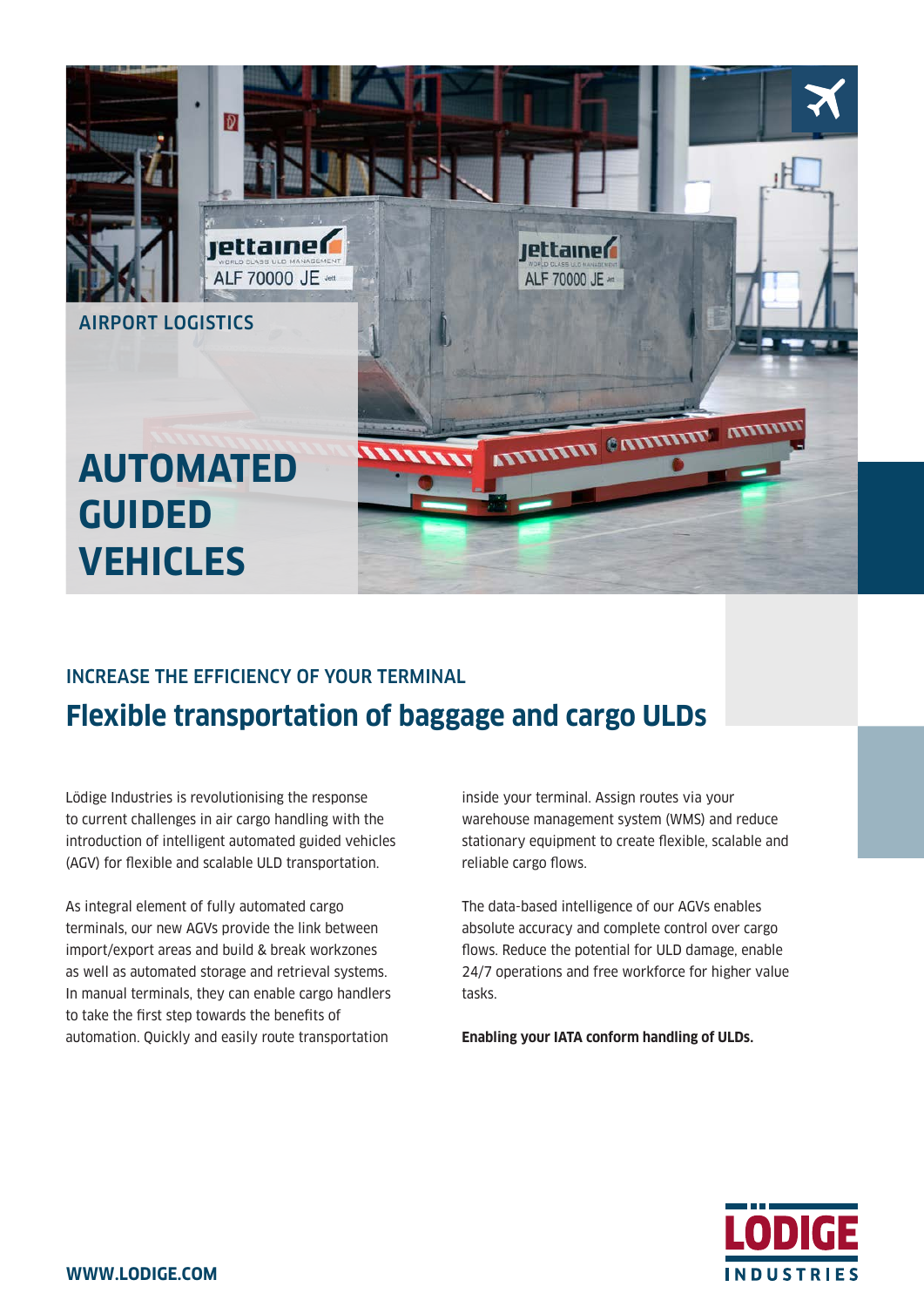AIRPORT LOGISTICS

# AUTOMATED GUIDED VEHICLES

INCREASE THE EFFICIENCY OF YOUR TERMINAL

## Flexible transportation of baggage and cargo ULDs

Lödige Industries is revolutionising the response to current challenges in air cargo handling with the introduction of intelligent automated guided vehicles (AGV) for flexible and scalable ULD transportation.

As integral element of fully automated cargo terminals, our new AGVs provide the link between import/export areas and build & break workzones as well as automated storage and retrieval systems. In manual terminals, they can enable cargo handlers to take the first step towards the benefits of automation. Quickly and easily route transportation inside your terminal. Assign routes via your warehouse management system (WMS) and reduce stationary equipment to create flexible, scalable and reliable cargo flows.

The data-based intelligence of our AGVs enables absolute accuracy and complete control over cargo flows. Reduce the potential for ULD damage, enable 24/7 operations and free workforce for higher value tasks.

**Enabling your IATA conform handling of ULDs.**

WWW.LODIGE.COM

LÖDIGE INDUSTRIES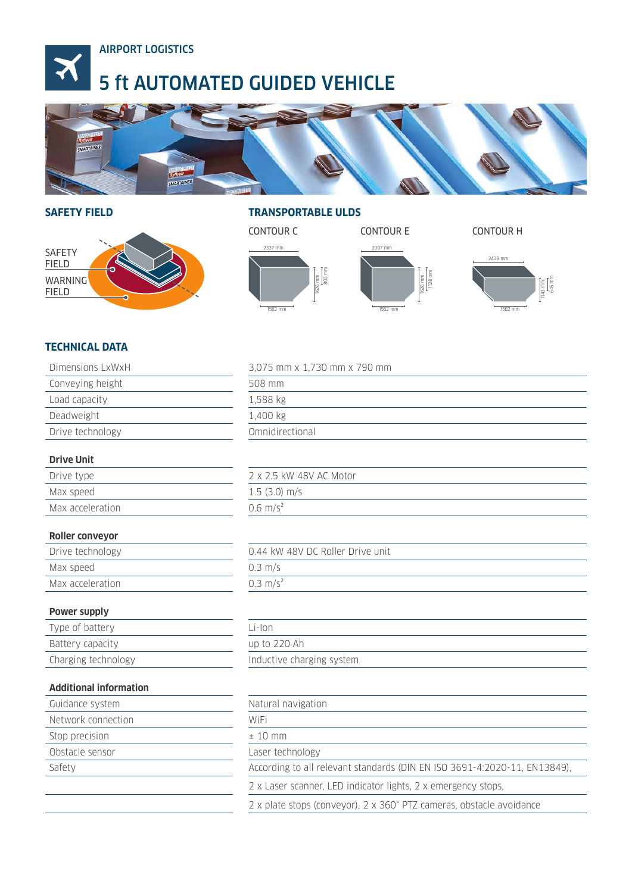AIRPORT LOGISTICS

# 5 ft AUTOMATED GUIDED VEHICLE

## SAFETY FIELD

SAFETY FIELD

WARNING FIELD

## TRANSPORTABLE ULDS

CONTOUR C

CONTOUR E

CONTOUR H

## TECHNICAL DATA

| | |
|---|---|
| Dimensions LxWxH | 3,075 mm x 1,730 mm x 790 mm |
| Conveying height | 508 mm |
| Load capacity | 1,588 kg |
| Deadweight | 1,400 kg |
| Drive technology | Omnidirectional |

| **Drive Unit** | |
|---|---|
| Drive type | 2 x 2.5 kW 48V AC Motor |
| Max speed | 1.5 (3.0) m/s |
| Max acceleration | 0.6 m/s² |

| **Roller conveyor** | |
|---|---|
| Drive technology | 0.44 kW 48V DC Roller Drive unit |
| Max speed | 0.3 m/s |
| Max acceleration | 0.3 m/s² |

| **Power supply** | |
|---|---|
| Type of battery | Li-Ion |
| Battery capacity | up to 220 Ah |
| Charging technology | Inductive charging system |

| **Additional information** | |
|---|---|
| Guidance system | Natural navigation |
| Network connection | WiFi |
| Stop precision | ± 10 mm |
| Obstacle sensor | Laser technology |
| Safety | According to all relevant standards (DIN EN ISO 3691-4:2020-11, EN13849), |
| | 2 x Laser scanner, LED indicator lights, 2 x emergency stops, |
| | 2 x plate stops (conveyor), 2 x 360° PTZ cameras, obstacle avoidance |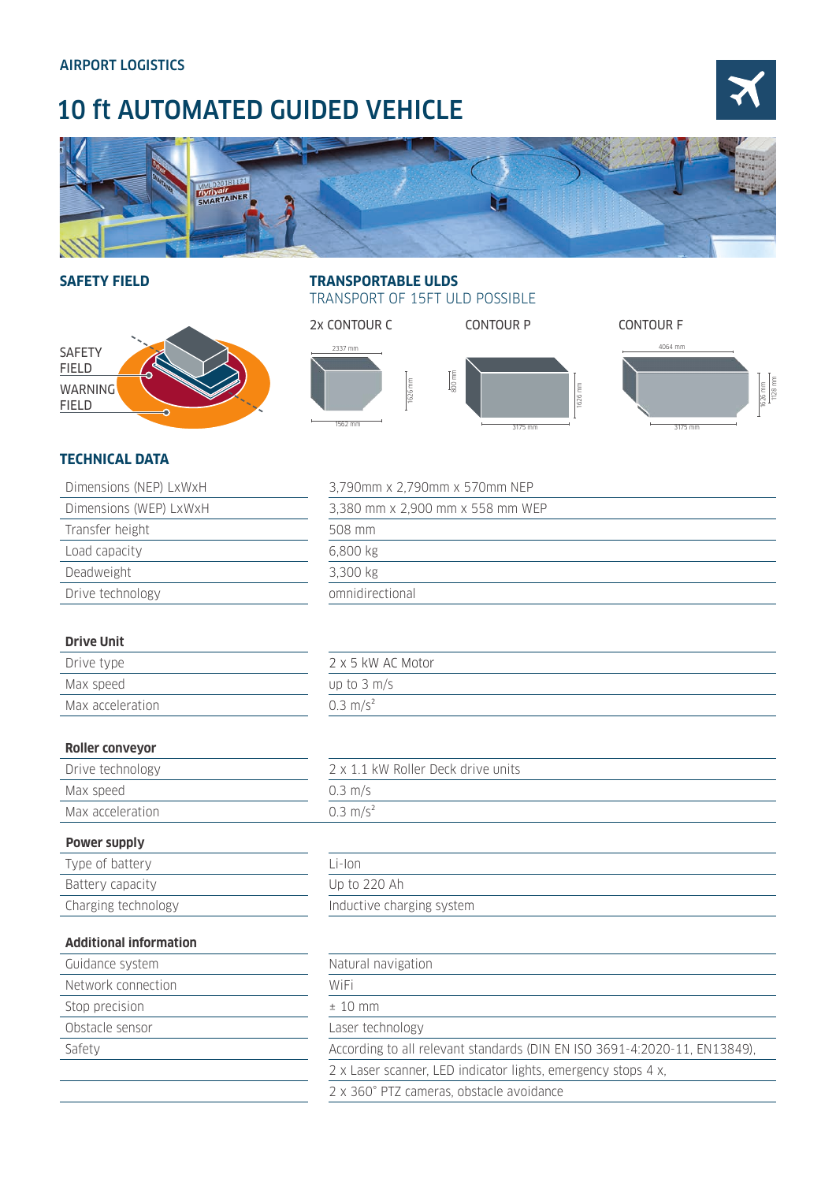AIRPORT LOGISTICS

# 10 ft AUTOMATED GUIDED VEHICLE

## SAFETY FIELD

SAFETY FIELD

WARNING FIELD

## TRANSPORTABLE ULDS

TRANSPORT OF 15FT ULD POSSIBLE

2x CONTOUR C

CONTOUR P

CONTOUR F

## TECHNICAL DATA

| | |
|---|---|
| Dimensions (NEP) LxWxH | 3,790mm x 2,790mm x 570mm NEP |
| Dimensions (WEP) LxWxH | 3,380 mm x 2,900 mm x 558 mm WEP |
| Transfer height | 508 mm |
| Load capacity | 6,800 kg |
| Deadweight | 3,300 kg |
| Drive technology | omnidirectional |

| **Drive Unit** | |
|---|---|
| Drive type | 2 x 5 kW AC Motor |
| Max speed | up to 3 m/s |
| Max acceleration | 0.3 $m/s^2$ |

| **Roller conveyor** | |
|---|---|
| Drive technology | 2 x 1.1 kW Roller Deck drive units |
| Max speed | 0.3 m/s |
| Max acceleration | 0.3 $m/s^2$ |

| **Power supply** | |
|---|---|
| Type of battery | Li-Ion |
| Battery capacity | Up to 220 Ah |
| Charging technology | Inductive charging system |

| **Additional information** | |
|---|---|
| Guidance system | Natural navigation |
| Network connection | WiFi |
| Stop precision | ± 10 mm |
| Obstacle sensor | Laser technology |
| Safety | According to all relevant standards (DIN EN ISO 3691-4:2020-11, EN13849), |
| | 2 x Laser scanner, LED indicator lights, emergency stops 4 x, |
| | 2 x 360° PTZ cameras, obstacle avoidance |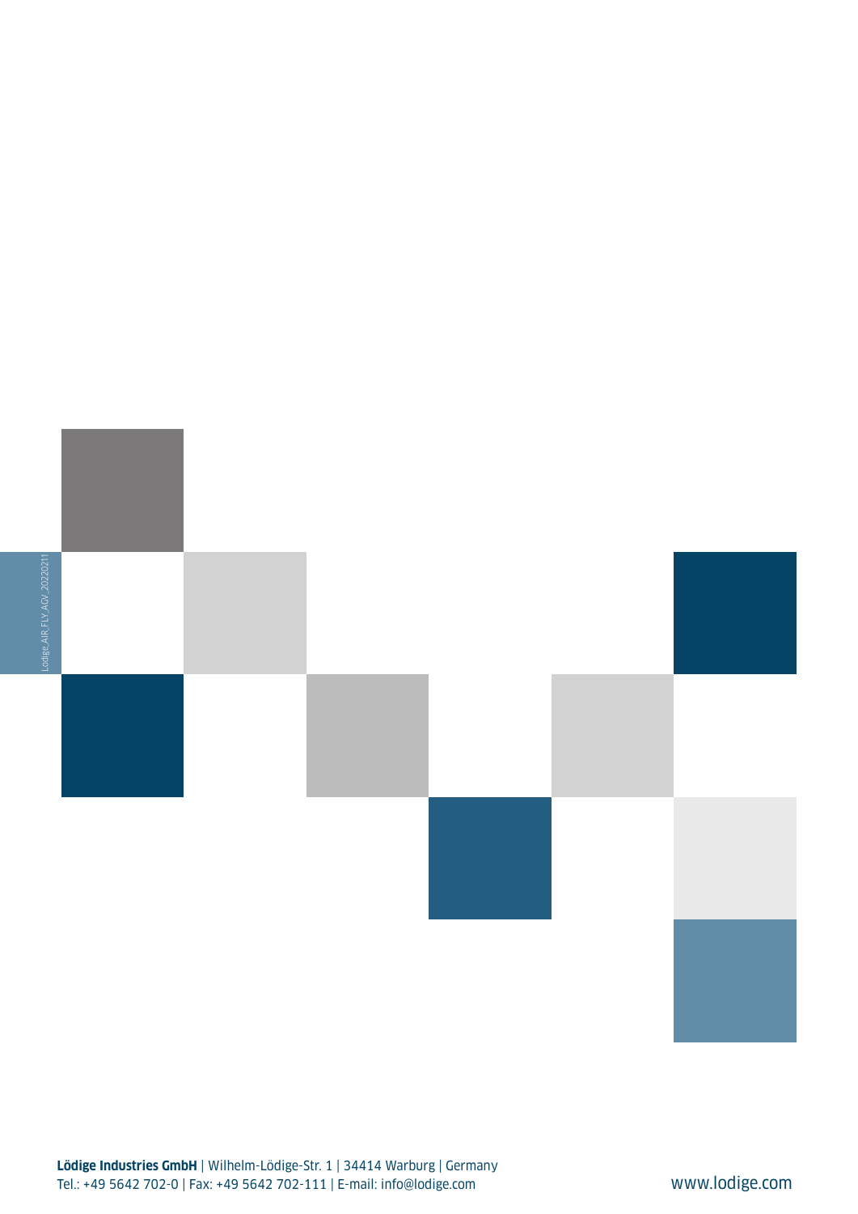Lodige_AIR_FLY_AGV_20220211

**Lödige Industries GmbH** | Wilhelm-Lödige-Str. 1 | 34414 Warburg | Germany
Tel.: +49 5642 702-0 | Fax: +49 5642 702-111 | E-mail: info@lodige.com

www.lodige.com